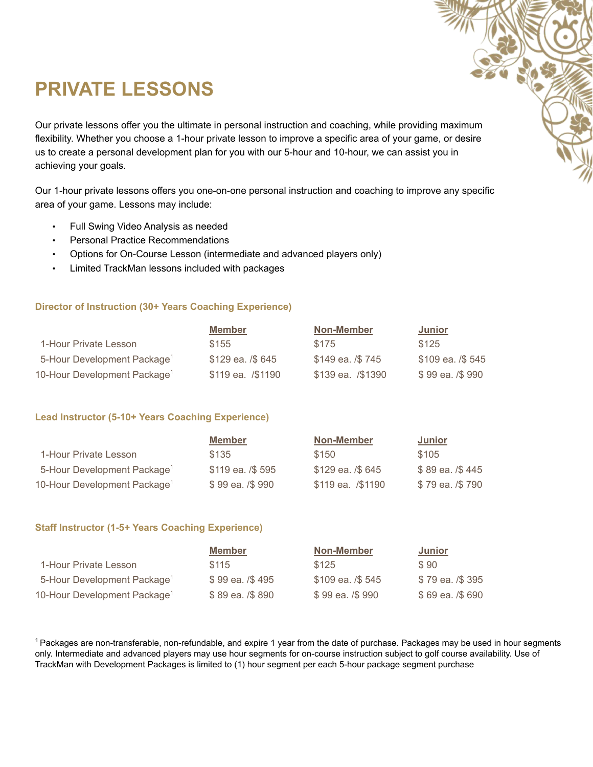# PRIVATE LESSONS

Our private lessons offer you the ultimate in personal instruction and coaching, while providing maximum flexibility. Whether you choose a 1-hour private lesson to improve a specific area of your game, or desire us to create a personal development plan for you with our 5-hour and 10-hour, we can assist you in achieving your goals.

Our 1-hour private lessons offers you one-on-one personal instruction and coaching to improve any specific area of your game. Lessons may include:

- Full Swing Video Analysis as needed
- Personal Practice Recommendations
- Options for On-Course Lesson (intermediate and advanced players only)
- Limited TrackMan lessons included with packages

### Director of Instruction (30+ Years Coaching Experience)

| | Member | Non-Member | Junior |
|---|---|---|---|
| 1-Hour Private Lesson | $155 | $175 | $125 |
| 5-Hour Development Package[1] | $129 ea. /$ 645 | $149 ea. /$ 745 | $109 ea. /$ 545 |
| 10-Hour Development Package[1] | $119 ea. /$1190 | $139 ea. /$1390 | $ 99 ea. /$ 990 |

### Lead Instructor (5-10+ Years Coaching Experience)

| | Member | Non-Member | Junior |
|---|---|---|---|
| 1-Hour Private Lesson | $135 | $150 | $105 |
| 5-Hour Development Package[1] | $119 ea. /$ 595 | $129 ea. /$ 645 | $ 89 ea. /$ 445 |
| 10-Hour Development Package[1] | $ 99 ea. /$ 990 | $119 ea. /$1190 | $ 79 ea. /$ 790 |

### Staff Instructor (1-5+ Years Coaching Experience)

| | Member | Non-Member | Junior |
|---|---|---|---|
| 1-Hour Private Lesson | $115 | $125 | $ 90 |
| 5-Hour Development Package[1] | $ 99 ea. /$ 495 | $109 ea. /$ 545 | $ 79 ea. /$ 395 |
| 10-Hour Development Package[1] | $ 89 ea. /$ 890 | $ 99 ea. /$ 990 | $ 69 ea. /$ 690 |

[1] Packages are non-transferable, non-refundable, and expire 1 year from the date of purchase. Packages may be used in hour segments only. Intermediate and advanced players may use hour segments for on-course instruction subject to golf course availability. Use of TrackMan with Development Packages is limited to (1) hour segment per each 5-hour package segment purchase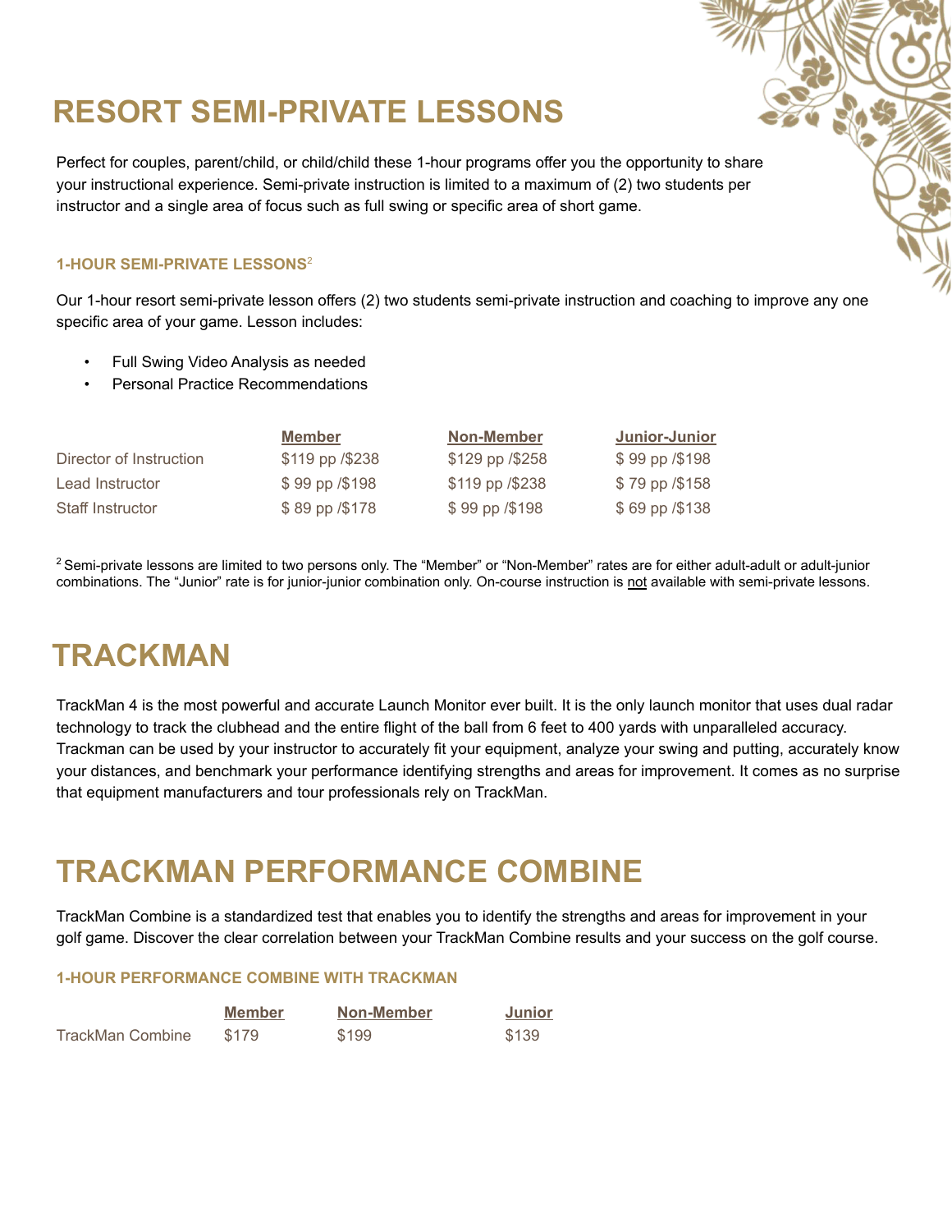# RESORT SEMI-PRIVATE LESSONS

Perfect for couples, parent/child, or child/child these 1-hour programs offer you the opportunity to share your instructional experience. Semi-private instruction is limited to a maximum of (2) two students per instructor and a single area of focus such as full swing or specific area of short game.

### 1-HOUR SEMI-PRIVATE LESSONS[2]

Our 1-hour resort semi-private lesson offers (2) two students semi-private instruction and coaching to improve any one specific area of your game. Lesson includes:

- Full Swing Video Analysis as needed
- Personal Practice Recommendations

| | Member | Non-Member | Junior-Junior |
|---|---|---|---|
| Director of Instruction | $119 pp /$238 | $129 pp /$258 | $ 99 pp /$198 |
| Lead Instructor | $ 99 pp /$198 | $119 pp /$238 | $ 79 pp /$158 |
| Staff Instructor | $ 89 pp /$178 | $ 99 pp /$198 | $ 69 pp /$138 |

[2] Semi-private lessons are limited to two persons only. The "Member" or "Non-Member" rates are for either adult-adult or adult-junior combinations. The "Junior" rate is for junior-junior combination only. On-course instruction is not available with semi-private lessons.

# TRACKMAN

TrackMan 4 is the most powerful and accurate Launch Monitor ever built. It is the only launch monitor that uses dual radar technology to track the clubhead and the entire flight of the ball from 6 feet to 400 yards with unparalleled accuracy. Trackman can be used by your instructor to accurately fit your equipment, analyze your swing and putting, accurately know your distances, and benchmark your performance identifying strengths and areas for improvement. It comes as no surprise that equipment manufacturers and tour professionals rely on TrackMan.

# TRACKMAN PERFORMANCE COMBINE

TrackMan Combine is a standardized test that enables you to identify the strengths and areas for improvement in your golf game. Discover the clear correlation between your TrackMan Combine results and your success on the golf course.

### 1-HOUR PERFORMANCE COMBINE WITH TRACKMAN

| | Member | Non-Member | Junior |
|---|---|---|---|
| TrackMan Combine | $179 | $199 | $139 |